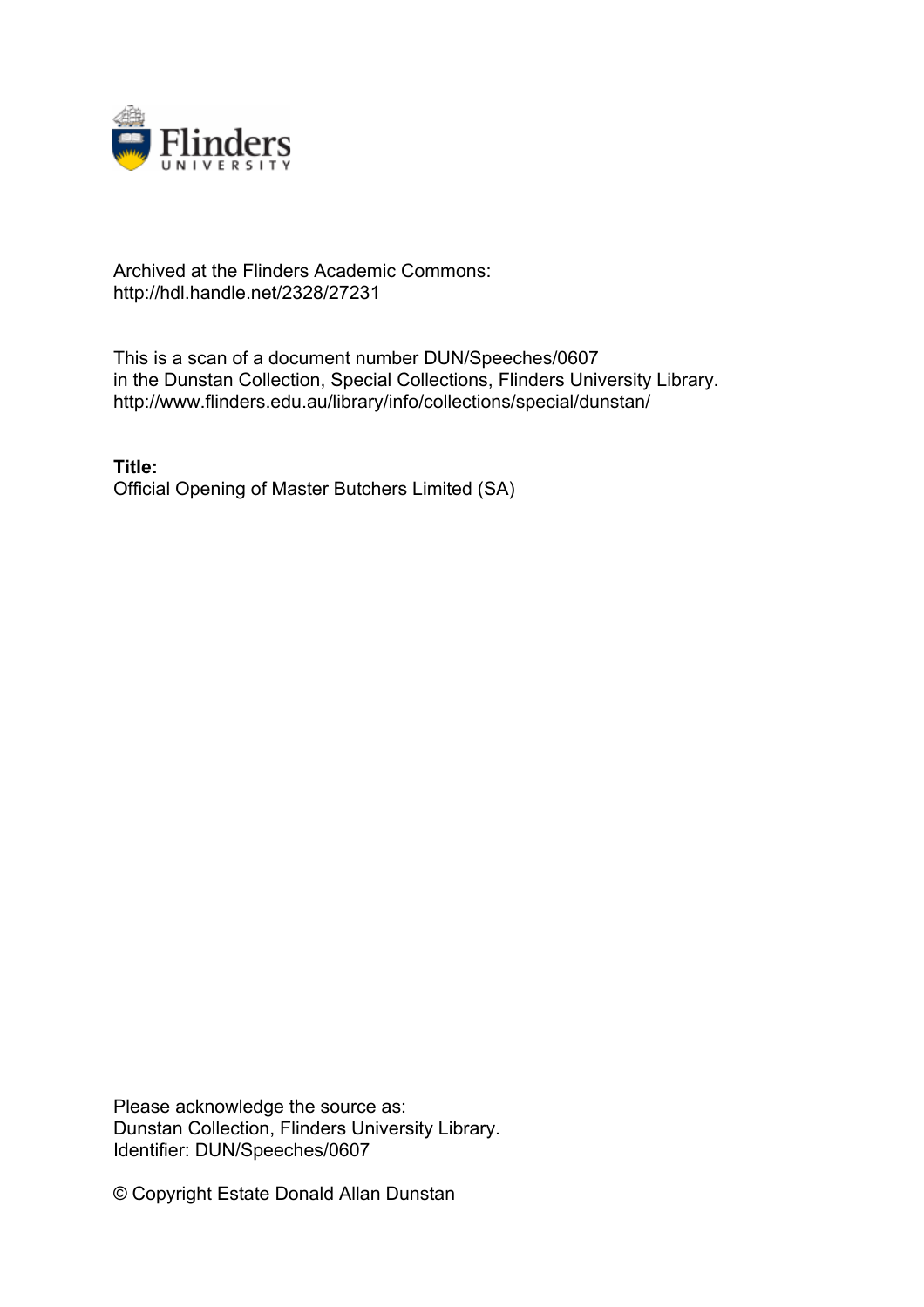Archived at the Flinders Academic Commons:
http://hdl.handle.net/2328/27231

This is a scan of a document number DUN/Speeches/0607
in the Dunstan Collection, Special Collections, Flinders University Library.
http://www.flinders.edu.au/library/info/collections/special/dunstan/

**Title:**
Official Opening of Master Butchers Limited (SA)

Please acknowledge the source as:
Dunstan Collection, Flinders University Library.
Identifier: DUN/Speeches/0607

© Copyright Estate Donald Allan Dunstan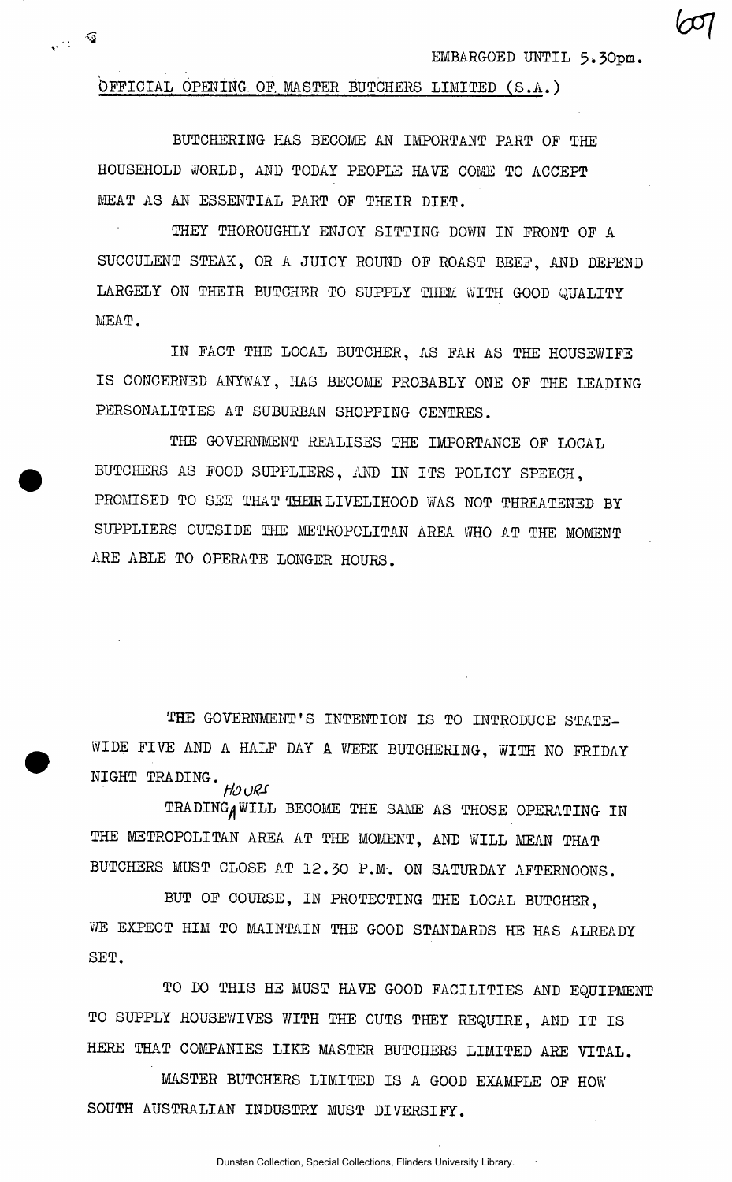EMBARGOED UNTIL 5.30pm.

OFFICIAL OPENING OF MASTER BUTCHERS LIMITED (S.A.)

BUTCHERING HAS BECOME AN IMPORTANT PART OF THE HOUSEHOLD WORLD, AND TODAY PEOPLE HAVE COME TO ACCEPT MEAT AS AN ESSENTIAL PART OF THEIR DIET.

THEY THOROUGHLY ENJOY SITTING DOWN IN FRONT OF A SUCCULENT STEAK, OR A JUICY ROUND OF ROAST BEEF, AND DEPEND LARGELY ON THEIR BUTCHER TO SUPPLY THEM WITH GOOD QUALITY MEAT.

IN FACT THE LOCAL BUTCHER, AS FAR AS THE HOUSEWIFE IS CONCERNED ANYWAY, HAS BECOME PROBABLY ONE OF THE LEADING PERSONALITIES AT SUBURBAN SHOPPING CENTRES.

THE GOVERNMENT REALISES THE IMPORTANCE OF LOCAL BUTCHERS AS FOOD SUPPLIERS, AND IN ITS POLICY SPEECH, PROMISED TO SEE THAT THEIR LIVELIHOOD WAS NOT THREATENED BY SUPPLIERS OUTSIDE THE METROPOLITAN AREA WHO AT THE MOMENT ARE ABLE TO OPERATE LONGER HOURS.

THE GOVERNMENT'S INTENTION IS TO INTRODUCE STATE-WIDE FIVE AND A HALF DAY A WEEK BUTCHERING, WITH NO FRIDAY NIGHT TRADING.

TRADING HOURS WILL BECOME THE SAME AS THOSE OPERATING IN THE METROPOLITAN AREA AT THE MOMENT, AND WILL MEAN THAT BUTCHERS MUST CLOSE AT 12.30 P.M. ON SATURDAY AFTERNOONS.

BUT OF COURSE, IN PROTECTING THE LOCAL BUTCHER, WE EXPECT HIM TO MAINTAIN THE GOOD STANDARDS HE HAS ALREADY SET.

TO DO THIS HE MUST HAVE GOOD FACILITIES AND EQUIPMENT TO SUPPLY HOUSEWIVES WITH THE CUTS THEY REQUIRE, AND IT IS HERE THAT COMPANIES LIKE MASTER BUTCHERS LIMITED ARE VITAL.

MASTER BUTCHERS LIMITED IS A GOOD EXAMPLE OF HOW SOUTH AUSTRALIAN INDUSTRY MUST DIVERSIFY.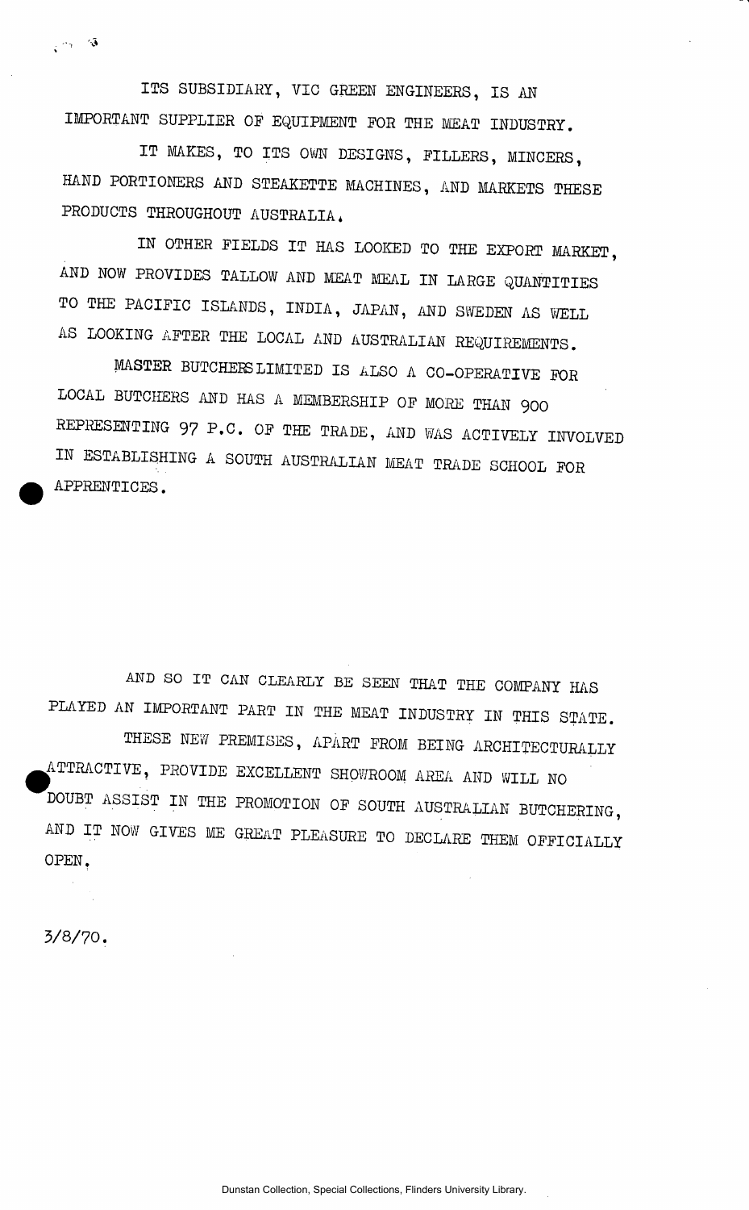ITS SUBSIDIARY, VIC GREEN ENGINEERS, IS AN IMPORTANT SUPPLIER OF EQUIPMENT FOR THE MEAT INDUSTRY.

IT MAKES, TO ITS OWN DESIGNS, FILLERS, MINCERS, HAND PORTIONERS AND STEAKETTE MACHINES, AND MARKETS THESE PRODUCTS THROUGHOUT AUSTRALIA.

IN OTHER FIELDS IT HAS LOOKED TO THE EXPORT MARKET, AND NOW PROVIDES TALLOW AND MEAT MEAL IN LARGE QUANTITIES TO THE PACIFIC ISLANDS, INDIA, JAPAN, AND SWEDEN AS WELL AS LOOKING AFTER THE LOCAL AND AUSTRALIAN REQUIREMENTS.

MASTER BUTCHERS LIMITED IS ALSO A CO-OPERATIVE FOR LOCAL BUTCHERS AND HAS A MEMBERSHIP OF MORE THAN 900 REPRESENTING 97 P.C. OF THE TRADE, AND WAS ACTIVELY INVOLVED IN ESTABLISHING A SOUTH AUSTRALIAN MEAT TRADE SCHOOL FOR APPRENTICES.

AND SO IT CAN CLEARLY BE SEEN THAT THE COMPANY HAS PLAYED AN IMPORTANT PART IN THE MEAT INDUSTRY IN THIS STATE.

THESE NEW PREMISES, APART FROM BEING ARCHITECTURALLY ATTRACTIVE, PROVIDE EXCELLENT SHOWROOM AREA AND WILL NO DOUBT ASSIST IN THE PROMOTION OF SOUTH AUSTRALIAN BUTCHERING, AND IT NOW GIVES ME GREAT PLEASURE TO DECLARE THEM OFFICIALLY OPEN.

3/8/70.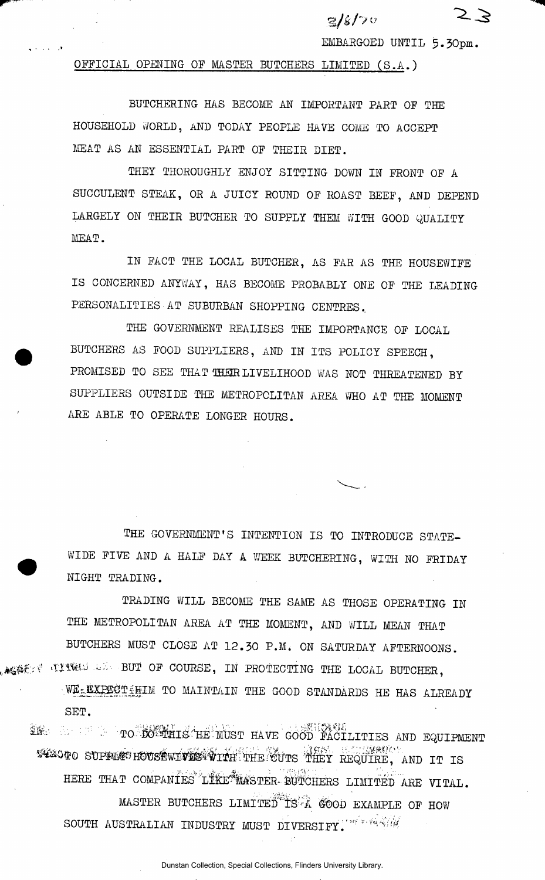3/8/70

EMBARGOED UNTIL 5.30pm.

OFFICIAL OPENING OF MASTER BUTCHERS LIMITED (S.A.)

BUTCHERING HAS BECOME AN IMPORTANT PART OF THE HOUSEHOLD WORLD, AND TODAY PEOPLE HAVE COME TO ACCEPT MEAT AS AN ESSENTIAL PART OF THEIR DIET.

THEY THOROUGHLY ENJOY SITTING DOWN IN FRONT OF A SUCCULENT STEAK, OR A JUICY ROUND OF ROAST BEEF, AND DEPEND LARGELY ON THEIR BUTCHER TO SUPPLY THEM WITH GOOD QUALITY MEAT.

IN FACT THE LOCAL BUTCHER, AS FAR AS THE HOUSEWIFE IS CONCERNED ANYWAY, HAS BECOME PROBABLY ONE OF THE LEADING PERSONALITIES AT SUBURBAN SHOPPING CENTRES.

THE GOVERNMENT REALISES THE IMPORTANCE OF LOCAL BUTCHERS AS FOOD SUPPLIERS, AND IN ITS POLICY SPEECH, PROMISED TO SEE THAT THEIR LIVELIHOOD WAS NOT THREATENED BY SUPPLIERS OUTSIDE THE METROPOLITAN AREA WHO AT THE MOMENT ARE ABLE TO OPERATE LONGER HOURS.

THE GOVERNMENT'S INTENTION IS TO INTRODUCE STATE-WIDE FIVE AND A HALF DAY A WEEK BUTCHERING, WITH NO FRIDAY NIGHT TRADING.

TRADING WILL BECOME THE SAME AS THOSE OPERATING IN THE METROPOLITAN AREA AT THE MOMENT, AND WILL MEAN THAT BUTCHERS MUST CLOSE AT 12.30 P.M. ON SATURDAY AFTERNOONS.

BUT OF COURSE, IN PROTECTING THE LOCAL BUTCHER, WE EXPECT HIM TO MAINTAIN THE GOOD STANDARDS HE HAS ALREADY SET.

TO DO THIS HE MUST HAVE GOOD FACILITIES AND EQUIPMENT TO SUPPLY HOUSEWIVES WITH THE CUTS THEY REQUIRE, AND IT IS HERE THAT COMPANIES LIKE MASTER BUTCHERS LIMITED ARE VITAL.

MASTER BUTCHERS LIMITED IS A GOOD EXAMPLE OF HOW SOUTH AUSTRALIAN INDUSTRY MUST DIVERSIFY.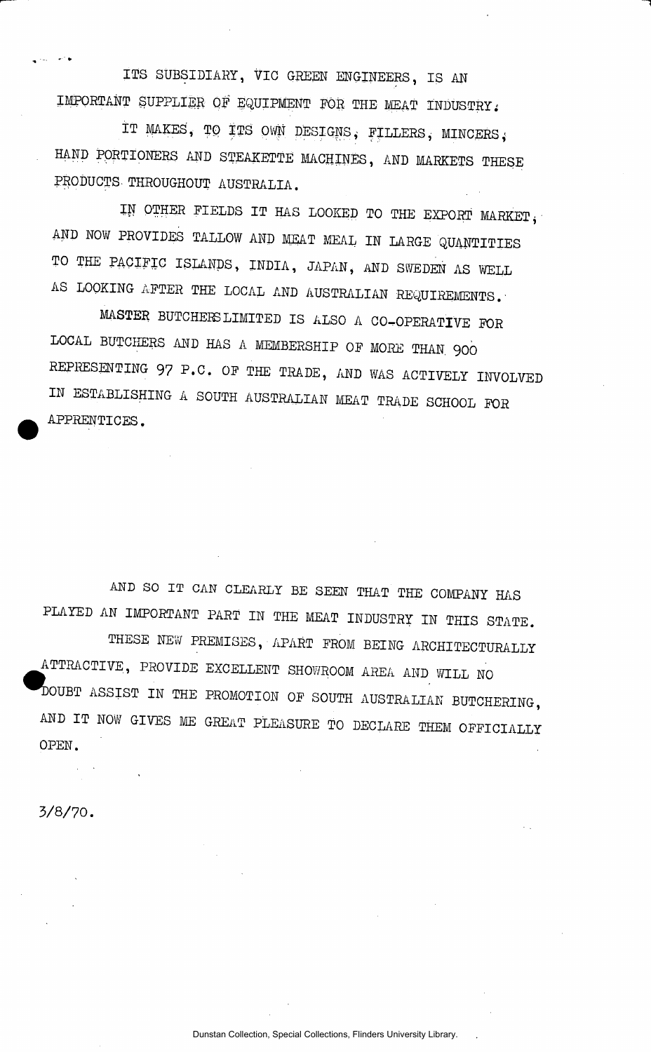ITS SUBSIDIARY, VIC GREEN ENGINEERS, IS AN IMPORTANT SUPPLIER OF EQUIPMENT FOR THE MEAT INDUSTRY.

IT MAKES, TO ITS OWN DESIGNS, FILLERS, MINCERS, HAND PORTIONERS AND STEAKETTE MACHINES, AND MARKETS THESE PRODUCTS THROUGHOUT AUSTRALIA.

IN OTHER FIELDS IT HAS LOOKED TO THE EXPORT MARKET, AND NOW PROVIDES TALLOW AND MEAT MEAL IN LARGE QUANTITIES TO THE PACIFIC ISLANDS, INDIA, JAPAN, AND SWEDEN AS WELL AS LOOKING AFTER THE LOCAL AND AUSTRALIAN REQUIREMENTS.

MASTER BUTCHERS LIMITED IS ALSO A CO-OPERATIVE FOR LOCAL BUTCHERS AND HAS A MEMBERSHIP OF MORE THAN 900 REPRESENTING 97 P.C. OF THE TRADE, AND WAS ACTIVELY INVOLVED IN ESTABLISHING A SOUTH AUSTRALIAN MEAT TRADE SCHOOL FOR APPRENTICES.

AND SO IT CAN CLEARLY BE SEEN THAT THE COMPANY HAS PLAYED AN IMPORTANT PART IN THE MEAT INDUSTRY IN THIS STATE.

THESE NEW PREMISES, APART FROM BEING ARCHITECTURALLY ATTRACTIVE, PROVIDE EXCELLENT SHOWROOM AREA AND WILL NO DOUBT ASSIST IN THE PROMOTION OF SOUTH AUSTRALIAN BUTCHERING, AND IT NOW GIVES ME GREAT PLEASURE TO DECLARE THEM OFFICIALLY OPEN.

3/8/70.